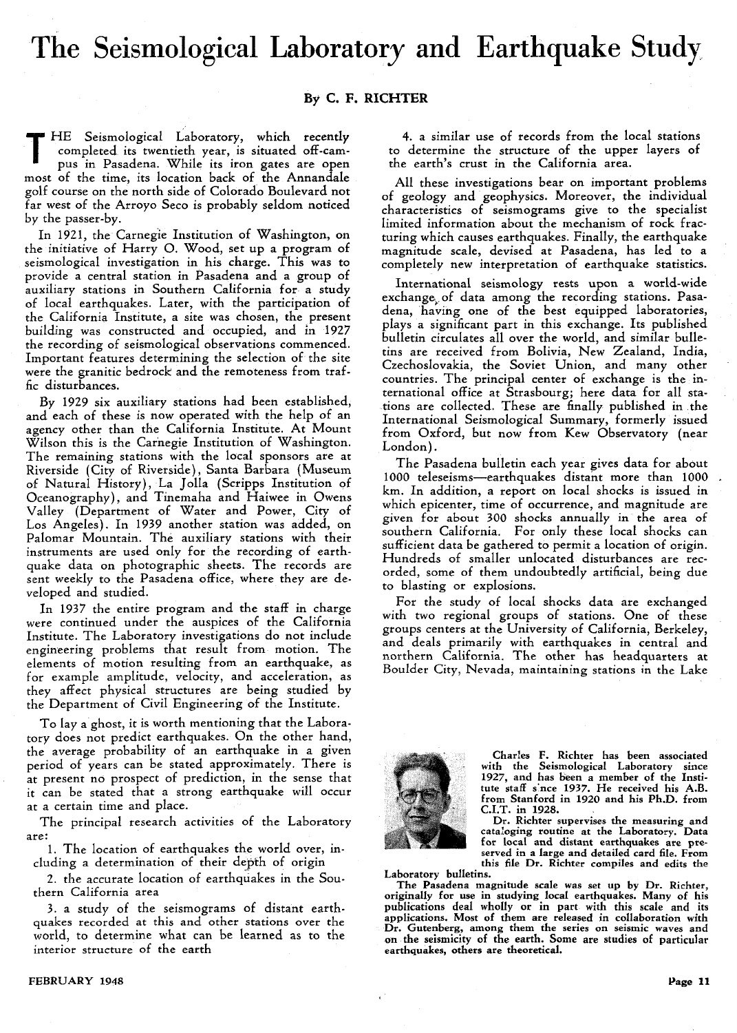# The Seismological Laboratory and Earthquake Study

By C. F. RICHTER

THE Seismological Laboratory, which recently completed its twentieth year, is situated off-campus in Pasadena. While its iron gates are open most of the time, its location back of the Annandale golf course on the north side of Colorado Boulevard not far west of the Arroyo Seco is probably seldom noticed by the passer-by.

In 1921, the Carnegie Institution of Washington, on the initiative of Harry O. Wood, set up a program of seismological investigation in his charge. This was to provide a central station in Pasadena and a group of auxiliary stations in Southern California for a study of local earthquakes. Later, with the participation of the California Institute, a site was chosen, the present building was constructed and occupied, and in 1927 the recording of seismological observations commenced. Important features determining the selection of the site were the granitic bedrock and the remoteness from traffic disturbances.

By 1929 six auxiliary stations had been established, and each of these is now operated with the help of an agency other than the California Institute. At Mount Wilson this is the Carnegie Institution of Washington. The remaining stations with the local sponsors are at Riverside (City of Riverside), Santa Barbara (Museum of Natural History), La Jolla (Scripps Institution of Oceanography), and Tinemaha and Haiwee in Owens Valley (Department of Water and Power, City of Los Angeles). In 1939 another station was added, on Palomar Mountain. The auxiliary stations with their instruments are used only for the recording of earthquake data on photographic sheets. The records are sent weekly to the Pasadena office, where they are developed and studied.

In 1937 the entire program and the staff in charge were continued under the auspices of the California Institute. The Laboratory investigations do not include engineering problems that result from motion. The elements of motion resulting from an earthquake, as for example amplitude, velocity, and acceleration, as they affect physical structures are being studied by the Department of Civil Engineering of the Institute.

To lay a ghost, it is worth mentioning that the Laboratory does not predict earthquakes. On the other hand, the average probability of an earthquake in a given period of years can be stated approximately. There is at present no prospect of prediction, in the sense that it can be stated that a strong earthquake will occur at a certain time and place.

The principal research activities of the Laboratory are:

1. The location of earthquakes the world over, including a determination of their depth of origin
2. the accurate location of earthquakes in the Southern California area
3. a study of the seismograms of distant earthquakes recorded at this and other stations over the world, to determine what can be learned as to the interior structure of the earth
4. a similar use of records from the local stations to determine the structure of the upper layers of the earth's crust in the California area.

All these investigations bear on important problems of geology and geophysics. Moreover, the individual characteristics of seismograms give to the specialist limited information about the mechanism of rock fracturing which causes earthquakes. Finally, the earthquake magnitude scale, devised at Pasadena, has led to a completely new interpretation of earthquake statistics.

International seismology rests upon a world-wide exchange of data among the recording stations. Pasadena, having one of the best equipped laboratories, plays a significant part in this exchange. Its published bulletin circulates all over the world, and similar bulletins are received from Bolivia, New Zealand, India, Czechoslovakia, the Soviet Union, and many other countries. The principal center of exchange is the international office at Strasbourg; here data for all stations are collected. These are finally published in the International Seismological Summary, formerly issued from Oxford, but now from Kew Observatory (near London).

The Pasadena bulletin each year gives data for about 1000 teleseisms—earthquakes distant more than 1000 km. In addition, a report on local shocks is issued in which epicenter, time of occurrence, and magnitude are given for about 300 shocks annually in the area of southern California. For only these local shocks can sufficient data be gathered to permit a location of origin. Hundreds of smaller unlocated disturbances are recorded, some of them undoubtedly artificial, being due to blasting or explosions.

For the study of local shocks data are exchanged with two regional groups of stations. One of these groups centers at the University of California, Berkeley, and deals primarily with earthquakes in central and northern California. The other has headquarters at Boulder City, Nevada, maintaining stations in the Lake

**Charles F. Richter** has been associated with the Seismological Laboratory since 1927, and has been a member of the Institute staff since 1937. He received his A.B. from Stanford in 1920 and his Ph.D. from C.I.T. in 1928.

Dr. Richter supervises the measuring and cataloging routine at the Laboratory. Data for local and distant earthquakes are preserved in a large and detailed card file. From this file Dr. Richter compiles and edits the Laboratory bulletins.

The Pasadena magnitude scale was set up by Dr. Richter, originally for use in studying local earthquakes. Many of his publications deal wholly or in part with this scale and its applications. Most of them are released in collaboration with Dr. Gutenberg, among them the series on seismic waves and on the seismicity of the earth. Some are studies of particular earthquakes, others are theoretical.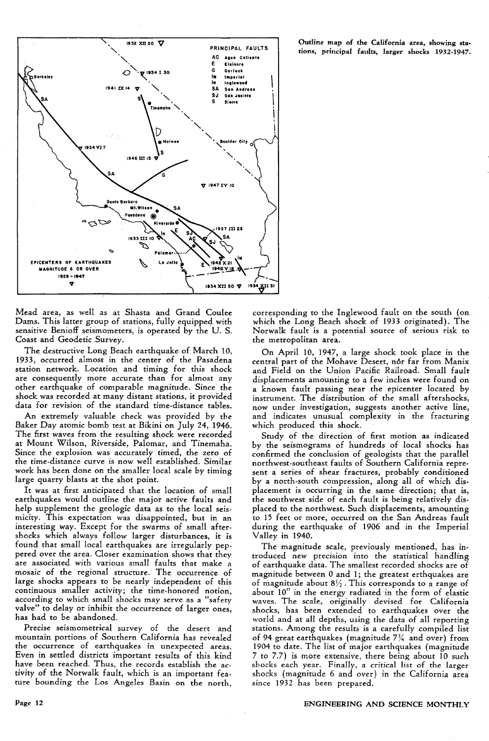Outline map of the California area, showing stations, principal faults, larger shocks 1932-1947.

PRINCIPAL FAULTS
AC Agua Caliente
E Elsinore
G Garlock
IM Imperial
IN Inglewood
SA San Andreas
SJ San Jacinto
S Sierra

EPICENTERS OF EARTHQUAKES MAGNITUDE 6 OR OVER 1928-1947

Mead area, as well as at Shasta and Grand Coulee Dams. This latter group of stations, fully equipped with sensitive Benioff seismometers, is operated by the U. S. Coast and Geodetic Survey.

The destructive Long Beach earthquake of March 10, 1933, occurred almost in the center of the Pasadena station network. Location and timing for this shock are consequently more accurate than for almost any other earthquake of comparable magnitude. Since the shock was recorded at many distant stations, it provided data for revision of the standard time-distance tables.

An extremely valuable check was provided by the Baker Day atomic bomb test at Bikini on July 24, 1946. The first waves from the resulting shock were recorded at Mount Wilson, Riverside, Palomar, and Tinemaha. Since the explosion was accurately timed, the zero of the time-distance curve is now well established. Similar work has been done on the smaller local scale by timing large quarry blasts at the shot point.

It was at first anticipated that the location of small earthquakes would outline the major active faults and help supplement the geologic data as to the local seismicity. This expectation was disappointed, but in an interesting way. Except for the swarms of small aftershocks which always follow larger disturbances, it is found that small local earthquakes are irregularly peppered over the area. Closer examination shows that they are associated with various small faults that make a mosaic of the regional structure. The occurrence of large shocks appears to be nearly independent of this continuous smaller activity; the time-honored notion, according to which small shocks may serve as a "safety valve" to delay or inhibit the occurrence of larger ones, has had to be abandoned.

Precise seismometrical survey of the desert and mountain portions of Southern California has revealed the occurrence of earthquakes in unexpected areas. Even in settled districts important results of this kind have been reached. Thus, the records establish the activity of the Norwalk fault, which is an important feature bounding the Los Angeles Basin on the north, corresponding to the Inglewood fault on the south (on which the Long Beach shock of 1933 originated). The Norwalk fault is a potential source of serious risk to the metropolitan area.

On April 10, 1947, a large shock took place in the central part of the Mohave Desert, nór far from Manix and Field on the Union Pacific Railroad. Small fault displacements amounting to a few inches were found on a known fault passing near the epicenter located by instrument. The distribution of the small aftershocks, now under investigation, suggests another active line, and indicates unusual complexity in the fracturing which produced this shock.

Study of the direction of first motion as indicated by the seismograms of hundreds of local shocks has confirmed the conclusion of geologists that the parallel northwest-southeast faults of Southern California represent a series of shear fractures, probably conditioned by a north-south compression, along all of which displacement is occurring in the same direction; that is, the southwest side of each fault is being relatively displaced to the northwest. Such displacements, amounting to 15 feet or more, occurred on the San Andreas fault during the earthquake of 1906 and in the Imperial Valley in 1940.

The magnitude scale, previously mentioned, has introduced new precision into the statistical handling of earthquake data. The smallest recorded shocks are of magnitude between 0 and 1; the greatest erthquakes are of magnitude about $8\frac{1}{2}$. This corresponds to a range of about $10^{17}$ in the energy radiated in the form of elastic waves. The scale, originally devised for California shocks, has been extended to earthquakes over the world and at all depths, using the data of all reporting stations. Among the results is a carefully compiled list of 94 great earthquakes (magnitude $7\frac{3}{4}$ and over) from 1904 to date. The list of major earthquakes (magnitude 7 to 7.7) is more extensive, there being about 10 such shocks each year. Finally, a critical list of the larger shocks (magnitude 6 and over) in the California area since 1932 has been prepared.